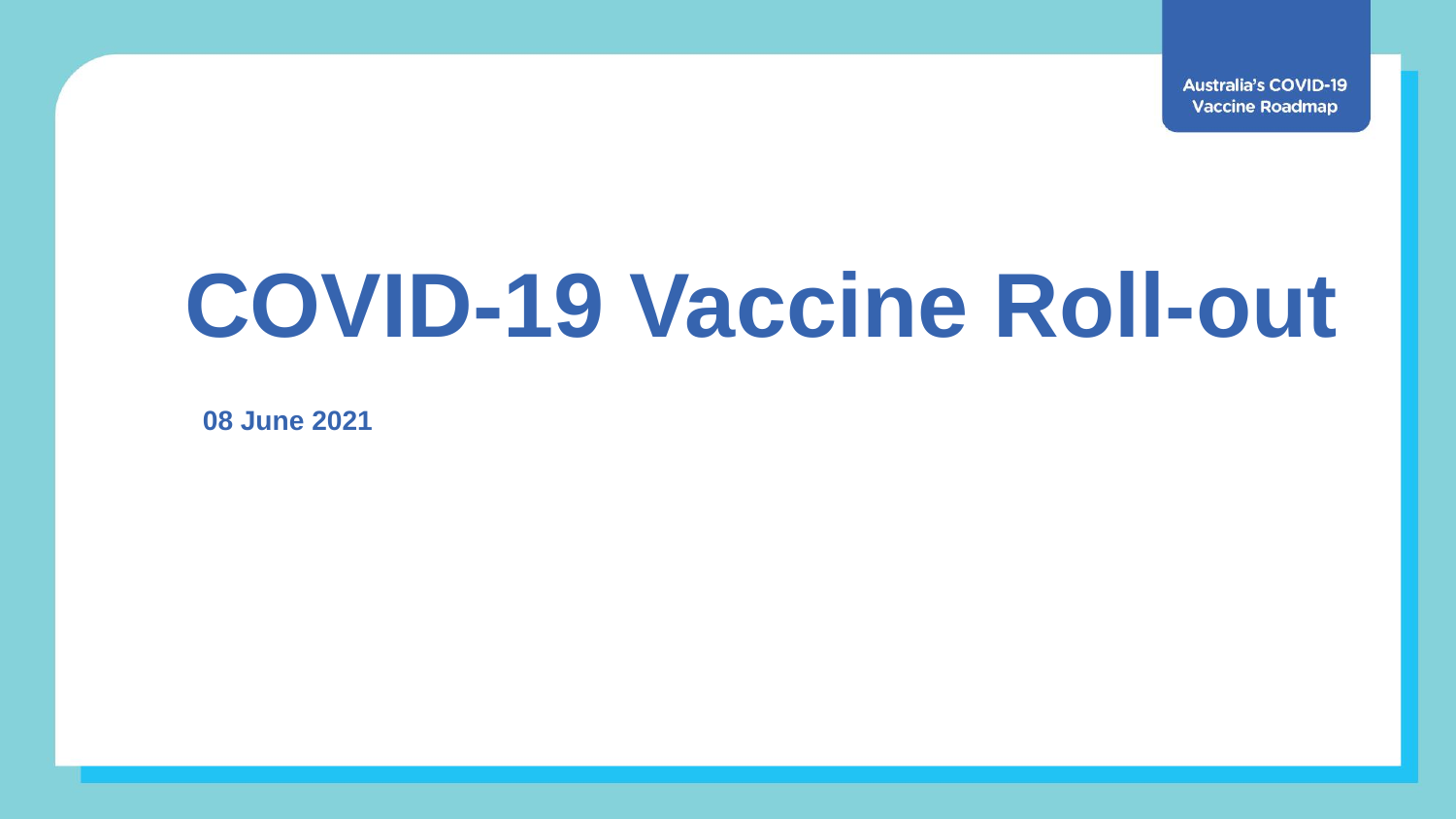Australia's COVID-19 Vaccine Roadmap

# COVID-19 Vaccine Roll-out

**08 June 2021**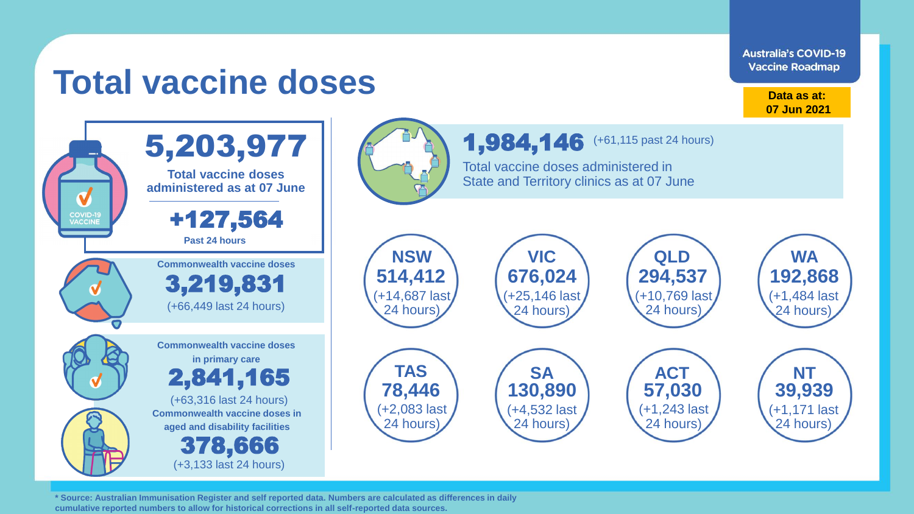# Total vaccine doses

**Australia's COVID-19 Vaccine Roadmap**

**Data as at: 07 Jun 2021**

## 5,203,977

**Total vaccine doses administered as at 07 June**

## +127,564

**Past 24 hours**

**Commonwealth vaccine doses**

## 3,219,831

(+66,449 last 24 hours)

**Commonwealth vaccine doses in primary care**

## 2,841,165

(+63,316 last 24 hours)

**Commonwealth vaccine doses in aged and disability facilities**

## 378,666

(+3,133 last 24 hours)

## 1,984,146

(+61,115 past 24 hours)

Total vaccine doses administered in State and Territory clinics as at 07 June

**NSW**
**514,412**
(+14,687 last 24 hours)

**VIC**
**676,024**
(+25,146 last 24 hours)

**QLD**
**294,537**
(+10,769 last 24 hours)

**WA**
**192,868**
(+1,484 last 24 hours)

**TAS**
**78,446**
(+2,083 last 24 hours)

**SA**
**130,890**
(+4,532 last 24 hours)

**ACT**
**57,030**
(+1,243 last 24 hours)

**NT**
**39,939**
(+1,171 last 24 hours)

**\* Source: Australian Immunisation Register and self reported data. Numbers are calculated as differences in daily cumulative reported numbers to allow for historical corrections in all self-reported data sources.**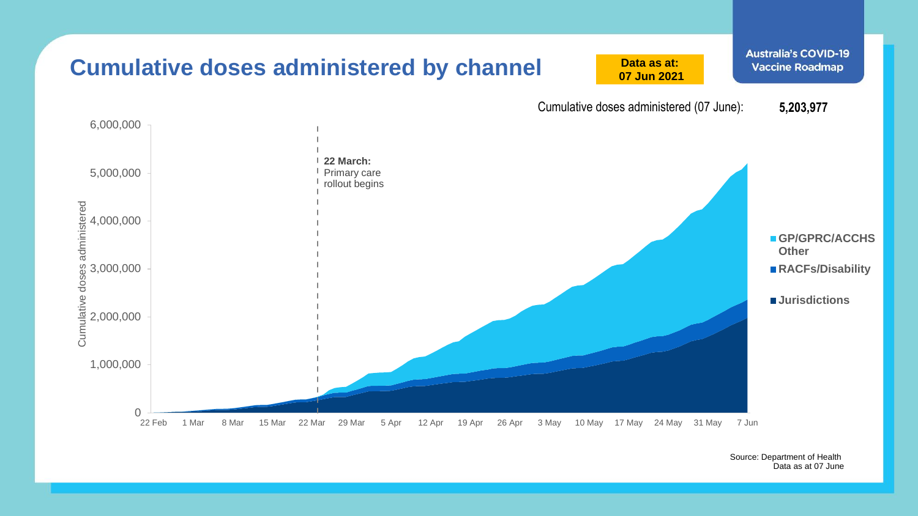# Cumulative doses administered by channel

**Data as at: 07 Jun 2021**

**Australia's COVID-19 Vaccine Roadmap**

Cumulative doses administered (07 June): **5,203,977**

Cumulative doses administered

6,000,000
5,000,000
4,000,000
3,000,000
2,000,000
1,000,000
0

22 Feb, 1 Mar, 8 Mar, 15 Mar, 22 Mar, 29 Mar, 5 Apr, 12 Apr, 19 Apr, 26 Apr, 3 May, 10 May, 17 May, 24 May, 31 May, 7 Jun

**22 March:** Primary care rollout begins

- **GP/GPRC/ACCHS Other**
- **RACFs/Disability**
- **Jurisdictions**

Source: Department of Health
Data as at 07 June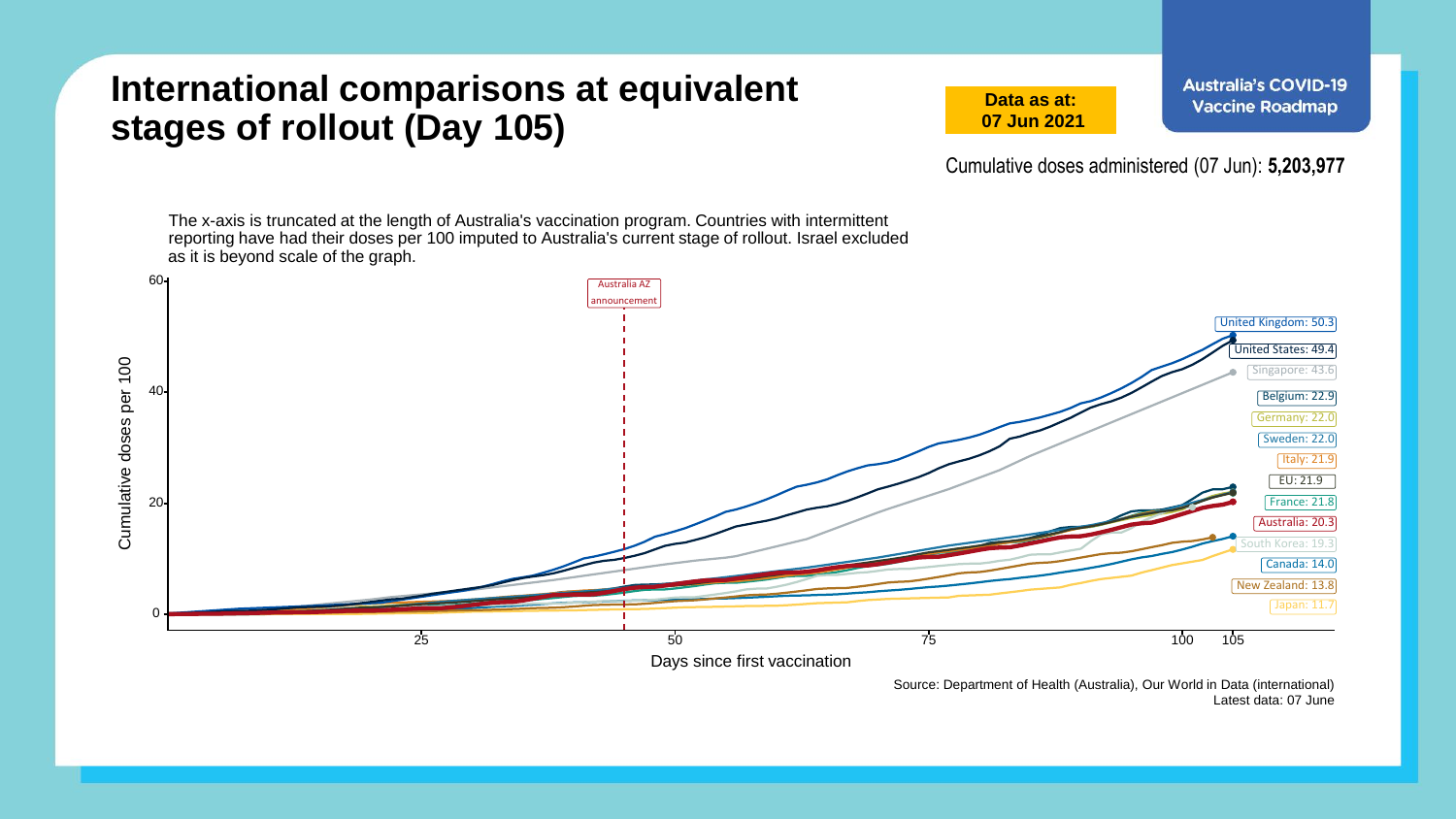# International comparisons at equivalent stages of rollout (Day 105)

**Data as at:**
**07 Jun 2021**

**Australia's COVID-19 Vaccine Roadmap**

Cumulative doses administered (07 Jun): **5,203,977**

The x-axis is truncated at the length of Australia's vaccination program. Countries with intermittent reporting have had their doses per 100 imputed to Australia's current stage of rollout. Israel excluded as it is beyond scale of the graph.

Cumulative doses per 100

60
40
20
0

Australia AZ announcement

United Kingdom: 50.3
United States: 49.4
Singapore: 43.6
Belgium: 22.9
Germany: 22.0
Sweden: 22.0
Italy: 21.9
EU: 21.9
France: 21.8
Australia: 20.3
South Korea: 19.3
Canada: 14.0
New Zealand: 13.8
Japan: 11.7

25
50
75
100
105

Days since first vaccination

Source: Department of Health (Australia), Our World in Data (international)
Latest data: 07 June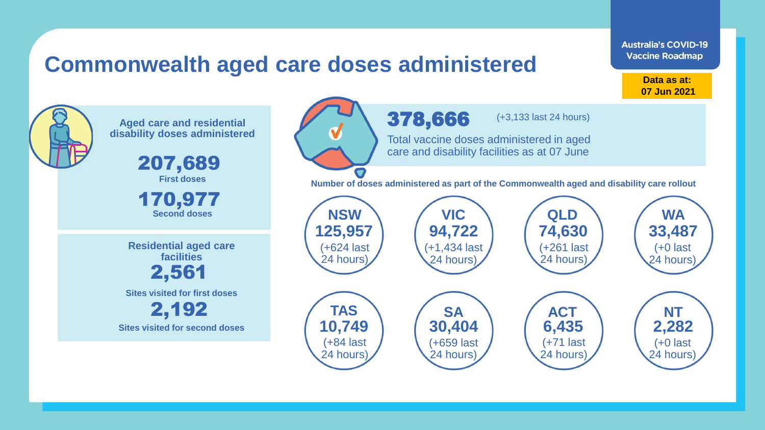# Commonwealth aged care doses administered

Australia's COVID-19 Vaccine Roadmap

**Data as at: 07 Jun 2021**

**Aged care and residential disability doses administered**

**207,689**
**First doses**

**170,977**
**Second doses**

**Residential aged care facilities**

**2,561**
**Sites visited for first doses**

**2,192**
**Sites visited for second doses**

**378,666** (+3,133 last 24 hours)

Total vaccine doses administered in aged care and disability facilities as at 07 June

**Number of doses administered as part of the Commonwealth aged and disability care rollout**

**NSW**
**125,957**
(+624 last 24 hours)

**VIC**
**94,722**
(+1,434 last 24 hours)

**QLD**
**74,630**
(+261 last 24 hours)

**WA**
**33,487**
(+0 last 24 hours)

**TAS**
**10,749**
(+84 last 24 hours)

**SA**
**30,404**
(+659 last 24 hours)

**ACT**
**6,435**
(+71 last 24 hours)

**NT**
**2,282**
(+0 last 24 hours)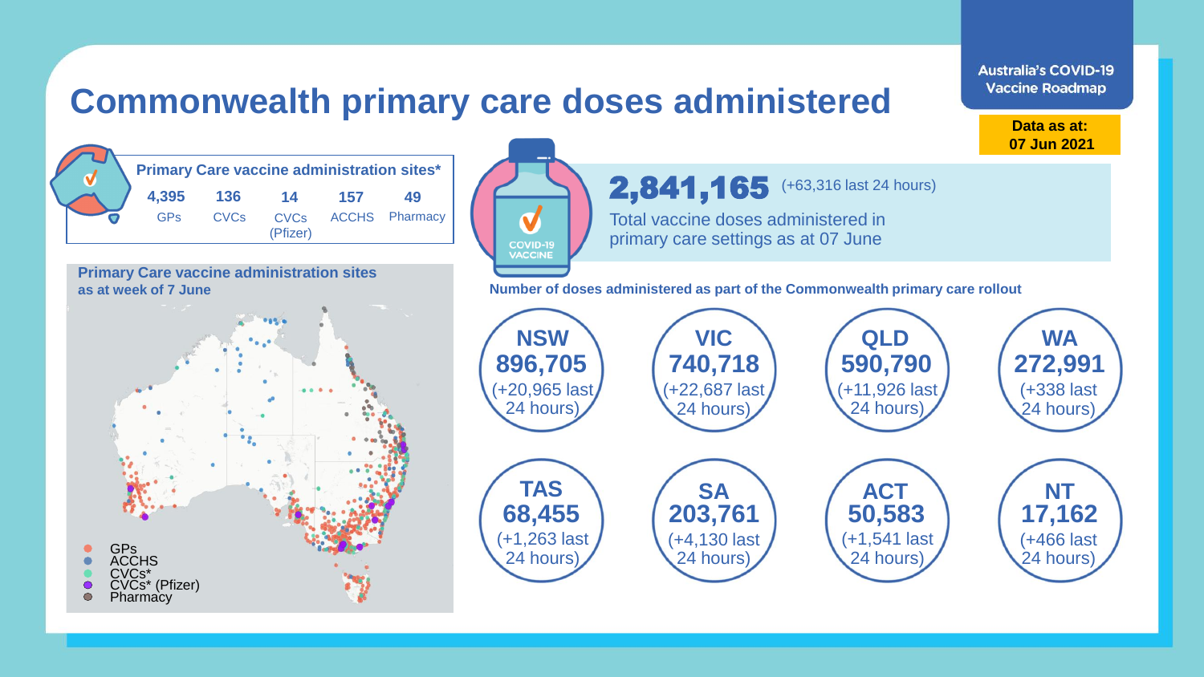# Commonwealth primary care doses administered

Australia's COVID-19 Vaccine Roadmap

**Data as at: 07 Jun 2021**

**Primary Care vaccine administration sites***

| 4,395 | 136 | 14 | 157 | 49 |
|---|---|---|---|---|
| GPs | CVCs | CVCs (Pfizer) | ACCHS | Pharmacy |

**Primary Care vaccine administration sites as at week of 7 June**

- GPs
- ACCHS
- CVCs*
- CVCs* (Pfizer)
- Pharmacy

COVID-19 VACCINE

**2,841,165** (+63,316 last 24 hours)

Total vaccine doses administered in primary care settings as at 07 June

**Number of doses administered as part of the Commonwealth primary care rollout**

- **NSW 896,705** (+20,965 last 24 hours)
- **VIC 740,718** (+22,687 last 24 hours)
- **QLD 590,790** (+11,926 last 24 hours)
- **WA 272,991** (+338 last 24 hours)
- **TAS 68,455** (+1,263 last 24 hours)
- **SA 203,761** (+4,130 last 24 hours)
- **ACT 50,583** (+1,541 last 24 hours)
- **NT 17,162** (+466 last 24 hours)